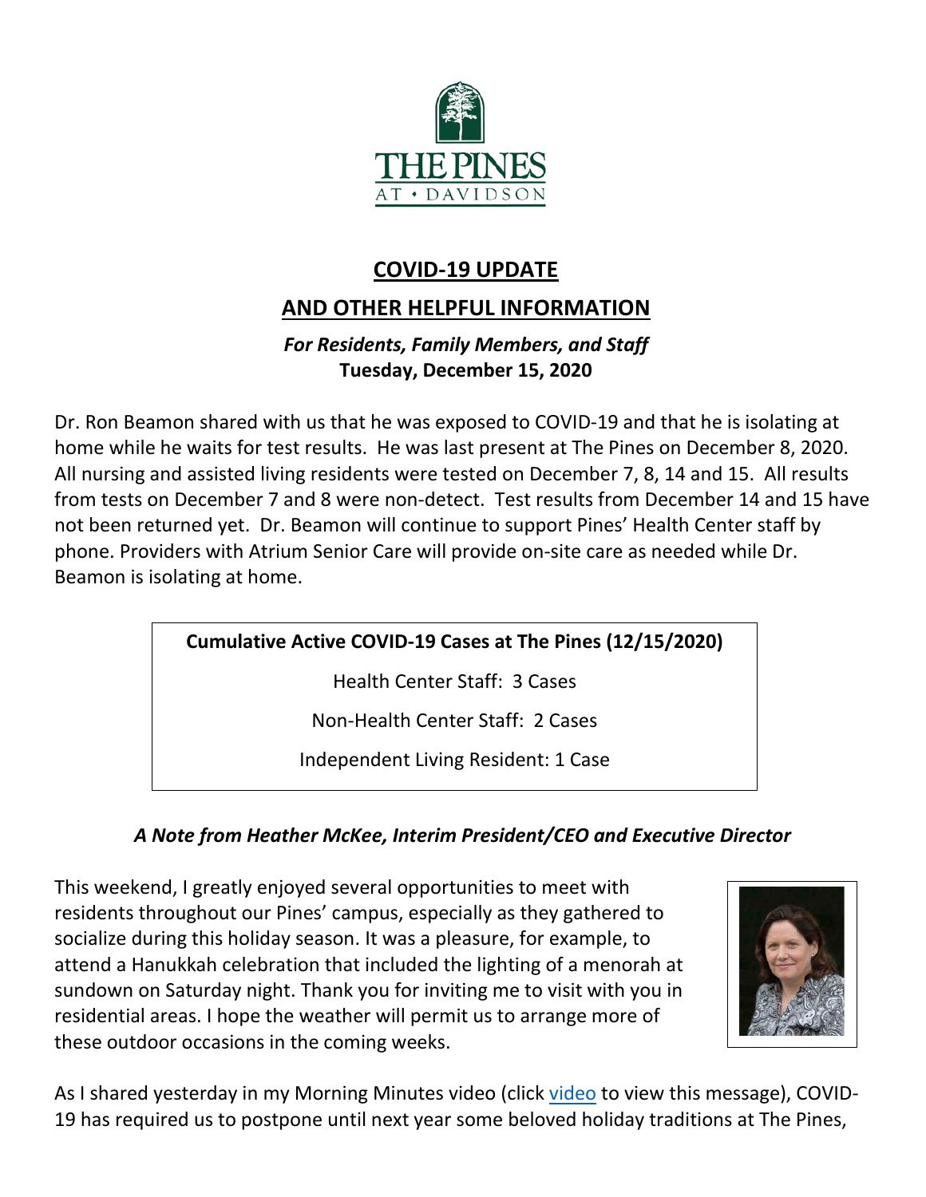THE PINES AT • DAVIDSON

# COVID-19 UPDATE

## AND OTHER HELPFUL INFORMATION

***For Residents, Family Members, and Staff***
**Tuesday, December 15, 2020**

Dr. Ron Beamon shared with us that he was exposed to COVID-19 and that he is isolating at home while he waits for test results. He was last present at The Pines on December 8, 2020. All nursing and assisted living residents were tested on December 7, 8, 14 and 15. All results from tests on December 7 and 8 were non-detect. Test results from December 14 and 15 have not been returned yet. Dr. Beamon will continue to support Pines' Health Center staff by phone. Providers with Atrium Senior Care will provide on-site care as needed while Dr. Beamon is isolating at home.

| **Cumulative Active COVID-19 Cases at The Pines (12/15/2020)** |
|---|
| Health Center Staff: 3 Cases |
| Non-Health Center Staff: 2 Cases |
| Independent Living Resident: 1 Case |

***A Note from Heather McKee, Interim President/CEO and Executive Director***

This weekend, I greatly enjoyed several opportunities to meet with residents throughout our Pines' campus, especially as they gathered to socialize during this holiday season. It was a pleasure, for example, to attend a Hanukkah celebration that included the lighting of a menorah at sundown on Saturday night. Thank you for inviting me to visit with you in residential areas. I hope the weather will permit us to arrange more of these outdoor occasions in the coming weeks.

As I shared yesterday in my Morning Minutes video (click video to view this message), COVID-19 has required us to postpone until next year some beloved holiday traditions at The Pines,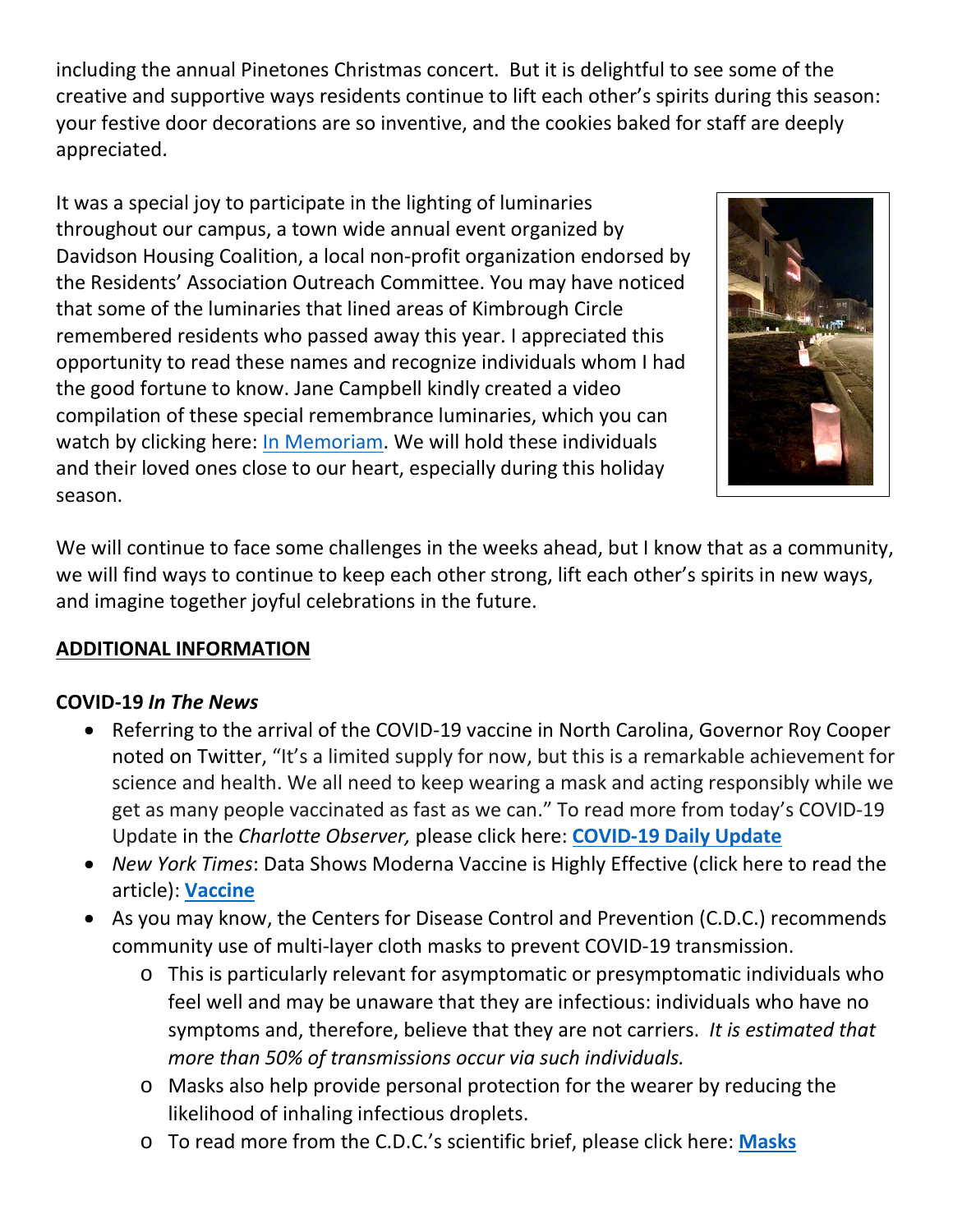including the annual Pinetones Christmas concert.  But it is delightful to see some of the creative and supportive ways residents continue to lift each other's spirits during this season: your festive door decorations are so inventive, and the cookies baked for staff are deeply appreciated.

It was a special joy to participate in the lighting of luminaries throughout our campus, a town wide annual event organized by Davidson Housing Coalition, a local non-profit organization endorsed by the Residents' Association Outreach Committee. You may have noticed that some of the luminaries that lined areas of Kimbrough Circle remembered residents who passed away this year. I appreciated this opportunity to read these names and recognize individuals whom I had the good fortune to know. Jane Campbell kindly created a video compilation of these special remembrance luminaries, which you can watch by clicking here: In Memoriam. We will hold these individuals and their loved ones close to our heart, especially during this holiday season.

We will continue to face some challenges in the weeks ahead, but I know that as a community, we will find ways to continue to keep each other strong, lift each other's spirits in new ways, and imagine together joyful celebrations in the future.

## ADDITIONAL INFORMATION

### COVID-19 *In The News*

- Referring to the arrival of the COVID-19 vaccine in North Carolina, Governor Roy Cooper noted on Twitter, "It's a limited supply for now, but this is a remarkable achievement for science and health. We all need to keep wearing a mask and acting responsibly while we get as many people vaccinated as fast as we can." To read more from today's COVID-19 Update in the *Charlotte Observer,* please click here: **COVID-19 Daily Update**
- *New York Times*: Data Shows Moderna Vaccine is Highly Effective (click here to read the article): **Vaccine**
- As you may know, the Centers for Disease Control and Prevention (C.D.C.) recommends community use of multi-layer cloth masks to prevent COVID-19 transmission.
  - This is particularly relevant for asymptomatic or presymptomatic individuals who feel well and may be unaware that they are infectious: individuals who have no symptoms and, therefore, believe that they are not carriers. *It is estimated that more than 50% of transmissions occur via such individuals.*
  - Masks also help provide personal protection for the wearer by reducing the likelihood of inhaling infectious droplets.
  - To read more from the C.D.C.'s scientific brief, please click here: **Masks**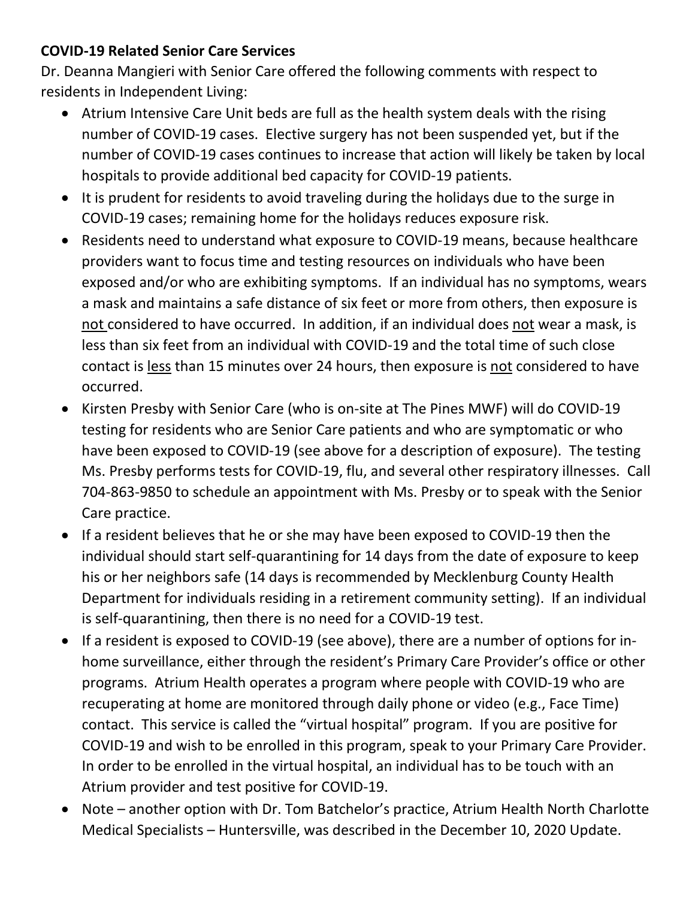**COVID-19 Related Senior Care Services**

Dr. Deanna Mangieri with Senior Care offered the following comments with respect to residents in Independent Living:

- Atrium Intensive Care Unit beds are full as the health system deals with the rising number of COVID-19 cases. Elective surgery has not been suspended yet, but if the number of COVID-19 cases continues to increase that action will likely be taken by local hospitals to provide additional bed capacity for COVID-19 patients.
- It is prudent for residents to avoid traveling during the holidays due to the surge in COVID-19 cases; remaining home for the holidays reduces exposure risk.
- Residents need to understand what exposure to COVID-19 means, because healthcare providers want to focus time and testing resources on individuals who have been exposed and/or who are exhibiting symptoms. If an individual has no symptoms, wears a mask and maintains a safe distance of six feet or more from others, then exposure is <u>not</u> considered to have occurred. In addition, if an individual does <u>not</u> wear a mask, is less than six feet from an individual with COVID-19 and the total time of such close contact is <u>less</u> than 15 minutes over 24 hours, then exposure is <u>not</u> considered to have occurred.
- Kirsten Presby with Senior Care (who is on-site at The Pines MWF) will do COVID-19 testing for residents who are Senior Care patients and who are symptomatic or who have been exposed to COVID-19 (see above for a description of exposure). The testing Ms. Presby performs tests for COVID-19, flu, and several other respiratory illnesses. Call 704-863-9850 to schedule an appointment with Ms. Presby or to speak with the Senior Care practice.
- If a resident believes that he or she may have been exposed to COVID-19 then the individual should start self-quarantining for 14 days from the date of exposure to keep his or her neighbors safe (14 days is recommended by Mecklenburg County Health Department for individuals residing in a retirement community setting). If an individual is self-quarantining, then there is no need for a COVID-19 test.
- If a resident is exposed to COVID-19 (see above), there are a number of options for in-home surveillance, either through the resident's Primary Care Provider's office or other programs. Atrium Health operates a program where people with COVID-19 who are recuperating at home are monitored through daily phone or video (e.g., Face Time) contact. This service is called the "virtual hospital" program. If you are positive for COVID-19 and wish to be enrolled in this program, speak to your Primary Care Provider. In order to be enrolled in the virtual hospital, an individual has to be touch with an Atrium provider and test positive for COVID-19.
- Note – another option with Dr. Tom Batchelor's practice, Atrium Health North Charlotte Medical Specialists – Huntersville, was described in the December 10, 2020 Update.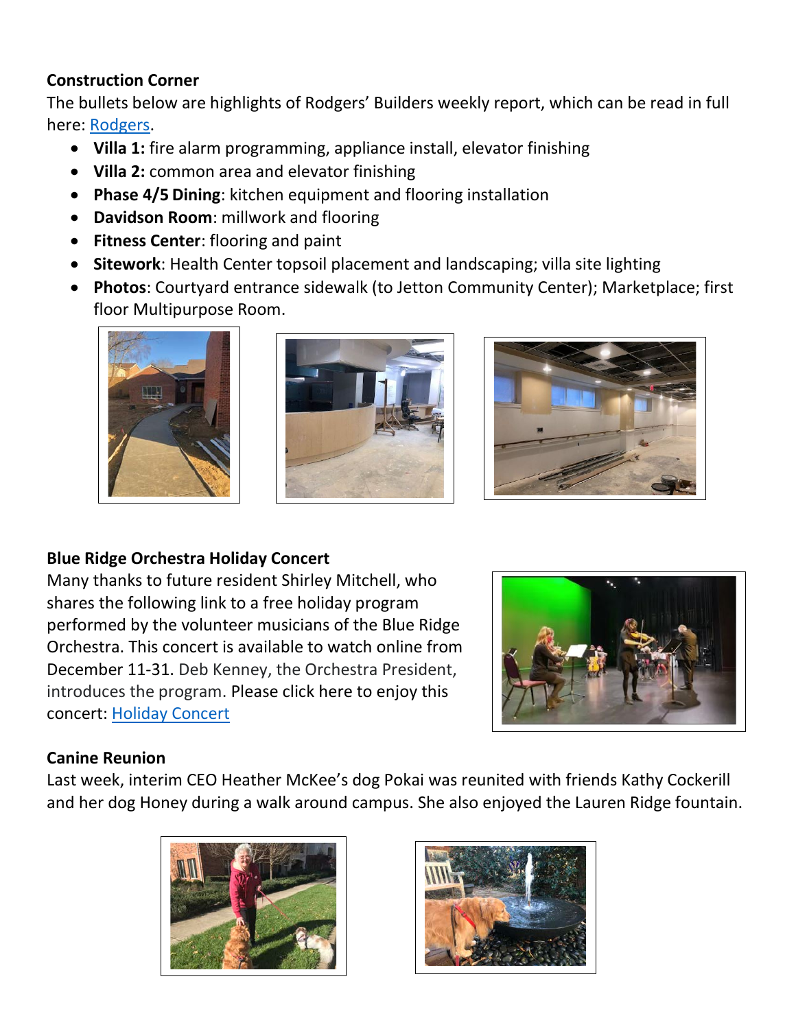**Construction Corner**

The bullets below are highlights of Rodgers' Builders weekly report, which can be read in full here: Rodgers.

- **Villa 1:** fire alarm programming, appliance install, elevator finishing
- **Villa 2:** common area and elevator finishing
- **Phase 4/5 Dining**: kitchen equipment and flooring installation
- **Davidson Room**: millwork and flooring
- **Fitness Center**: flooring and paint
- **Sitework**: Health Center topsoil placement and landscaping; villa site lighting
- **Photos**: Courtyard entrance sidewalk (to Jetton Community Center); Marketplace; first floor Multipurpose Room.

**Blue Ridge Orchestra Holiday Concert**

Many thanks to future resident Shirley Mitchell, who shares the following link to a free holiday program performed by the volunteer musicians of the Blue Ridge Orchestra. This concert is available to watch online from December 11-31. Deb Kenney, the Orchestra President, introduces the program. Please click here to enjoy this concert: Holiday Concert

**Canine Reunion**

Last week, interim CEO Heather McKee's dog Pokai was reunited with friends Kathy Cockerill and her dog Honey during a walk around campus. She also enjoyed the Lauren Ridge fountain.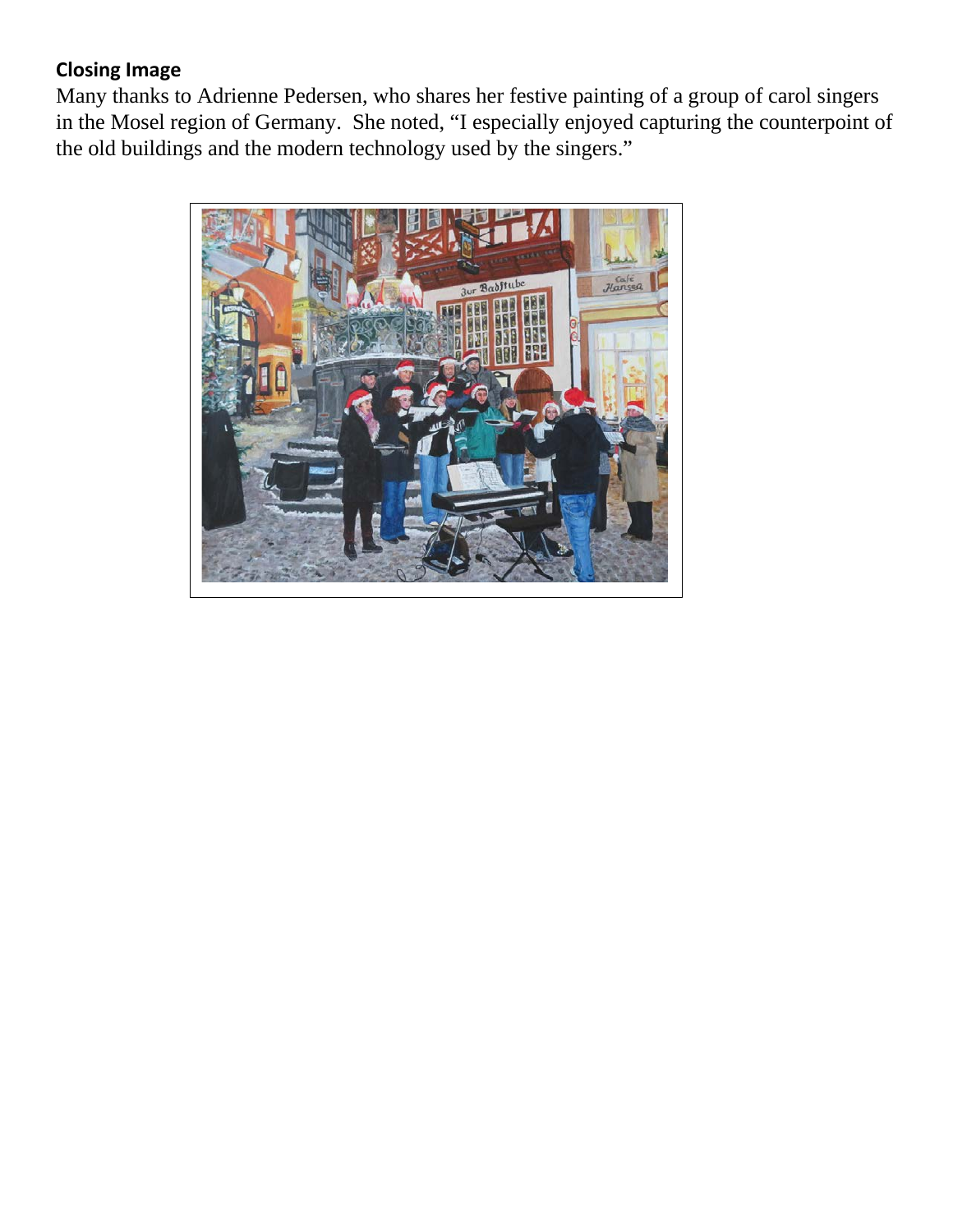**Closing Image**

Many thanks to Adrienne Pedersen, who shares her festive painting of a group of carol singers in the Mosel region of Germany. She noted, "I especially enjoyed capturing the counterpoint of the old buildings and the modern technology used by the singers."